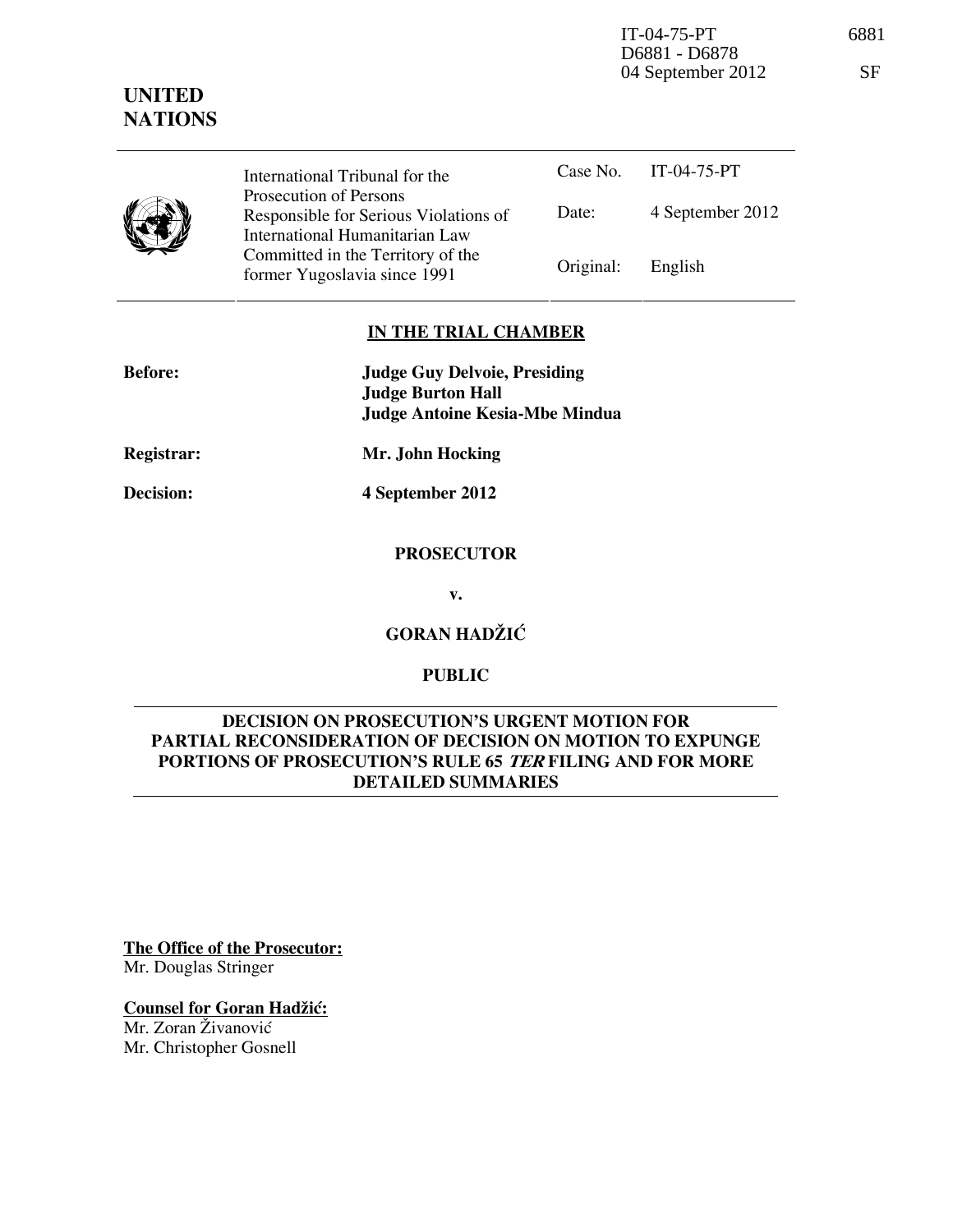IT-04-75-PT
D6881 - D6878
04 September 2012

**UNITED NATIONS**

| | | |
|---|---|---|
| International Tribunal for the Prosecution of Persons Responsible for Serious Violations of International Humanitarian Law Committed in the Territory of the former Yugoslavia since 1991 | Case No. | IT-04-75-PT |
| | Date: | 4 September 2012 |
| | Original: | English |

**IN THE TRIAL CHAMBER**

**Before:** **Judge Guy Delvoie, Presiding**
**Judge Burton Hall**
**Judge Antoine Kesia-Mbe Mindua**

**Registrar:** **Mr. John Hocking**

**Decision:** **4 September 2012**

**PROSECUTOR**

**v.**

**GORAN HADŽIĆ**

**PUBLIC**

**DECISION ON PROSECUTION'S URGENT MOTION FOR PARTIAL RECONSIDERATION OF DECISION ON MOTION TO EXPUNGE PORTIONS OF PROSECUTION'S RULE 65 *TER* FILING AND FOR MORE DETAILED SUMMARIES**

**The Office of the Prosecutor:**
Mr. Douglas Stringer

**Counsel for Goran Hadžić:**
Mr. Zoran Živanović
Mr. Christopher Gosnell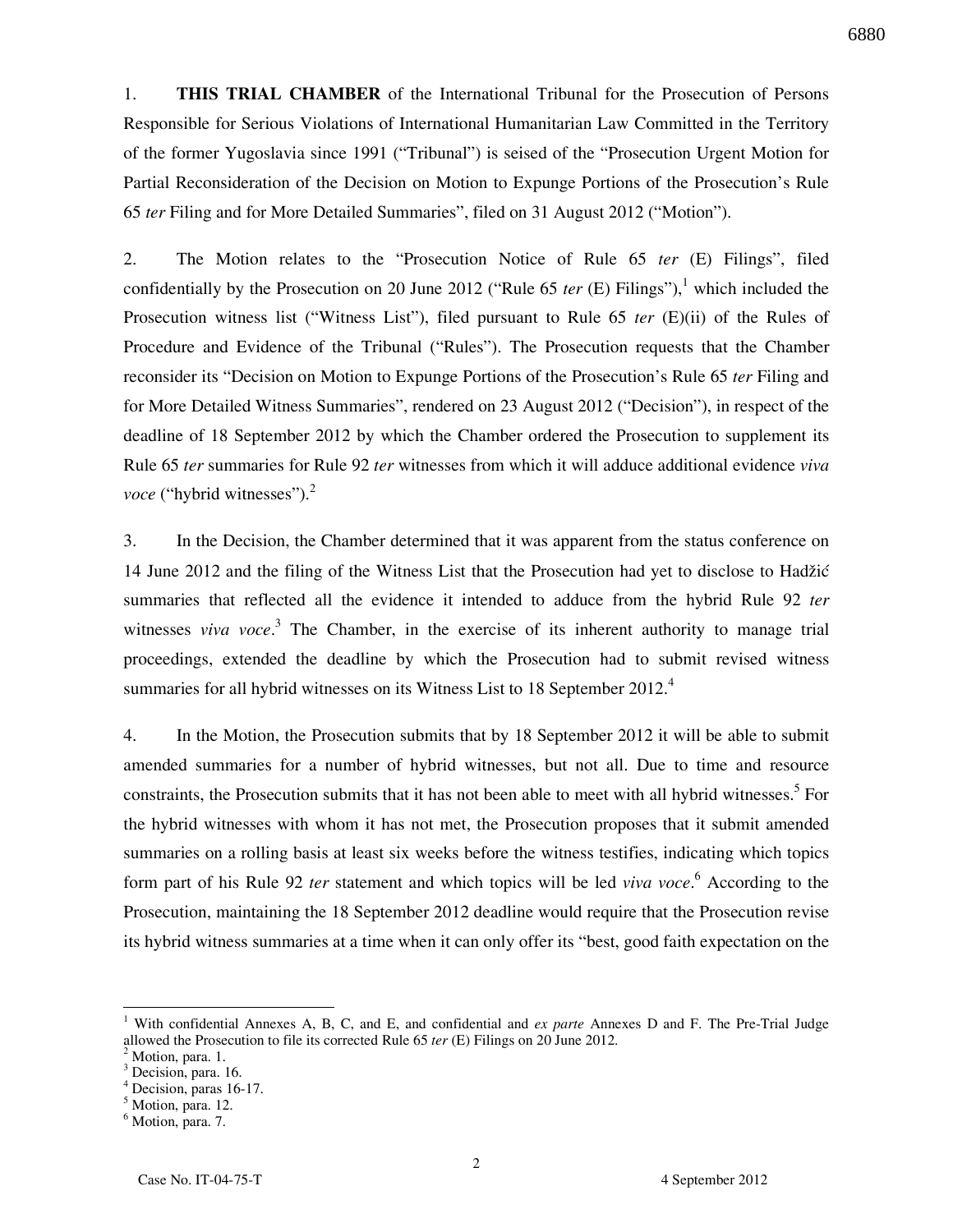1. **THIS TRIAL CHAMBER** of the International Tribunal for the Prosecution of Persons Responsible for Serious Violations of International Humanitarian Law Committed in the Territory of the former Yugoslavia since 1991 ("Tribunal") is seised of the "Prosecution Urgent Motion for Partial Reconsideration of the Decision on Motion to Expunge Portions of the Prosecution's Rule 65 *ter* Filing and for More Detailed Summaries", filed on 31 August 2012 ("Motion").

2. The Motion relates to the "Prosecution Notice of Rule 65 *ter* (E) Filings", filed confidentially by the Prosecution on 20 June 2012 ("Rule 65 *ter* (E) Filings"),[1] which included the Prosecution witness list ("Witness List"), filed pursuant to Rule 65 *ter* (E)(ii) of the Rules of Procedure and Evidence of the Tribunal ("Rules"). The Prosecution requests that the Chamber reconsider its "Decision on Motion to Expunge Portions of the Prosecution's Rule 65 *ter* Filing and for More Detailed Witness Summaries", rendered on 23 August 2012 ("Decision"), in respect of the deadline of 18 September 2012 by which the Chamber ordered the Prosecution to supplement its Rule 65 *ter* summaries for Rule 92 *ter* witnesses from which it will adduce additional evidence *viva voce* ("hybrid witnesses").[2]

3. In the Decision, the Chamber determined that it was apparent from the status conference on 14 June 2012 and the filing of the Witness List that the Prosecution had yet to disclose to Hadžić summaries that reflected all the evidence it intended to adduce from the hybrid Rule 92 *ter* witnesses *viva voce*.[3] The Chamber, in the exercise of its inherent authority to manage trial proceedings, extended the deadline by which the Prosecution had to submit revised witness summaries for all hybrid witnesses on its Witness List to 18 September 2012.[4]

4. In the Motion, the Prosecution submits that by 18 September 2012 it will be able to submit amended summaries for a number of hybrid witnesses, but not all. Due to time and resource constraints, the Prosecution submits that it has not been able to meet with all hybrid witnesses.[5] For the hybrid witnesses with whom it has not met, the Prosecution proposes that it submit amended summaries on a rolling basis at least six weeks before the witness testifies, indicating which topics form part of his Rule 92 *ter* statement and which topics will be led *viva voce*.[6] According to the Prosecution, maintaining the 18 September 2012 deadline would require that the Prosecution revise its hybrid witness summaries at a time when it can only offer its "best, good faith expectation on the

---

[1] With confidential Annexes A, B, C, and E, and confidential and *ex parte* Annexes D and F. The Pre-Trial Judge allowed the Prosecution to file its corrected Rule 65 *ter* (E) Filings on 20 June 2012.

[2] Motion, para. 1.

[3] Decision, para. 16.

[4] Decision, paras 16-17.

[5] Motion, para. 12.

[6] Motion, para. 7.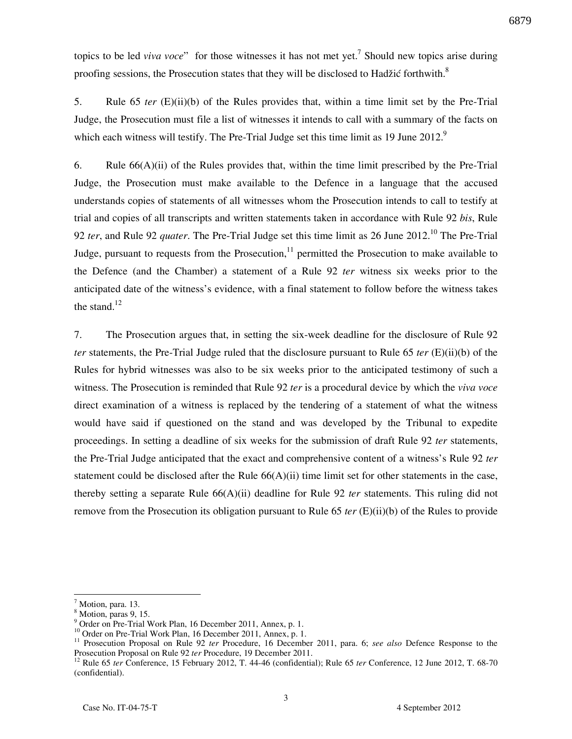topics to be led *viva voce*" for those witnesses it has not met yet.[7] Should new topics arise during proofing sessions, the Prosecution states that they will be disclosed to Hadžić forthwith.[8]

5. Rule 65 *ter* (E)(ii)(b) of the Rules provides that, within a time limit set by the Pre-Trial Judge, the Prosecution must file a list of witnesses it intends to call with a summary of the facts on which each witness will testify. The Pre-Trial Judge set this time limit as 19 June 2012.[9]

6. Rule 66(A)(ii) of the Rules provides that, within the time limit prescribed by the Pre-Trial Judge, the Prosecution must make available to the Defence in a language that the accused understands copies of statements of all witnesses whom the Prosecution intends to call to testify at trial and copies of all transcripts and written statements taken in accordance with Rule 92 *bis*, Rule 92 *ter*, and Rule 92 *quater*. The Pre-Trial Judge set this time limit as 26 June 2012.[10] The Pre-Trial Judge, pursuant to requests from the Prosecution,[11] permitted the Prosecution to make available to the Defence (and the Chamber) a statement of a Rule 92 *ter* witness six weeks prior to the anticipated date of the witness's evidence, with a final statement to follow before the witness takes the stand.[12]

7. The Prosecution argues that, in setting the six-week deadline for the disclosure of Rule 92 *ter* statements, the Pre-Trial Judge ruled that the disclosure pursuant to Rule 65 *ter* (E)(ii)(b) of the Rules for hybrid witnesses was also to be six weeks prior to the anticipated testimony of such a witness. The Prosecution is reminded that Rule 92 *ter* is a procedural device by which the *viva voce* direct examination of a witness is replaced by the tendering of a statement of what the witness would have said if questioned on the stand and was developed by the Tribunal to expedite proceedings. In setting a deadline of six weeks for the submission of draft Rule 92 *ter* statements, the Pre-Trial Judge anticipated that the exact and comprehensive content of a witness's Rule 92 *ter* statement could be disclosed after the Rule 66(A)(ii) time limit set for other statements in the case, thereby setting a separate Rule 66(A)(ii) deadline for Rule 92 *ter* statements. This ruling did not remove from the Prosecution its obligation pursuant to Rule 65 *ter* (E)(ii)(b) of the Rules to provide

---

[7] Motion, para. 13.

[8] Motion, paras 9, 15.

[9] Order on Pre-Trial Work Plan, 16 December 2011, Annex, p. 1.

[10] Order on Pre-Trial Work Plan, 16 December 2011, Annex, p. 1.

[11] Prosecution Proposal on Rule 92 *ter* Procedure, 16 December 2011, para. 6; *see also* Defence Response to the Prosecution Proposal on Rule 92 *ter* Procedure, 19 December 2011.

[12] Rule 65 *ter* Conference, 15 February 2012, T. 44-46 (confidential); Rule 65 *ter* Conference, 12 June 2012, T. 68-70 (confidential).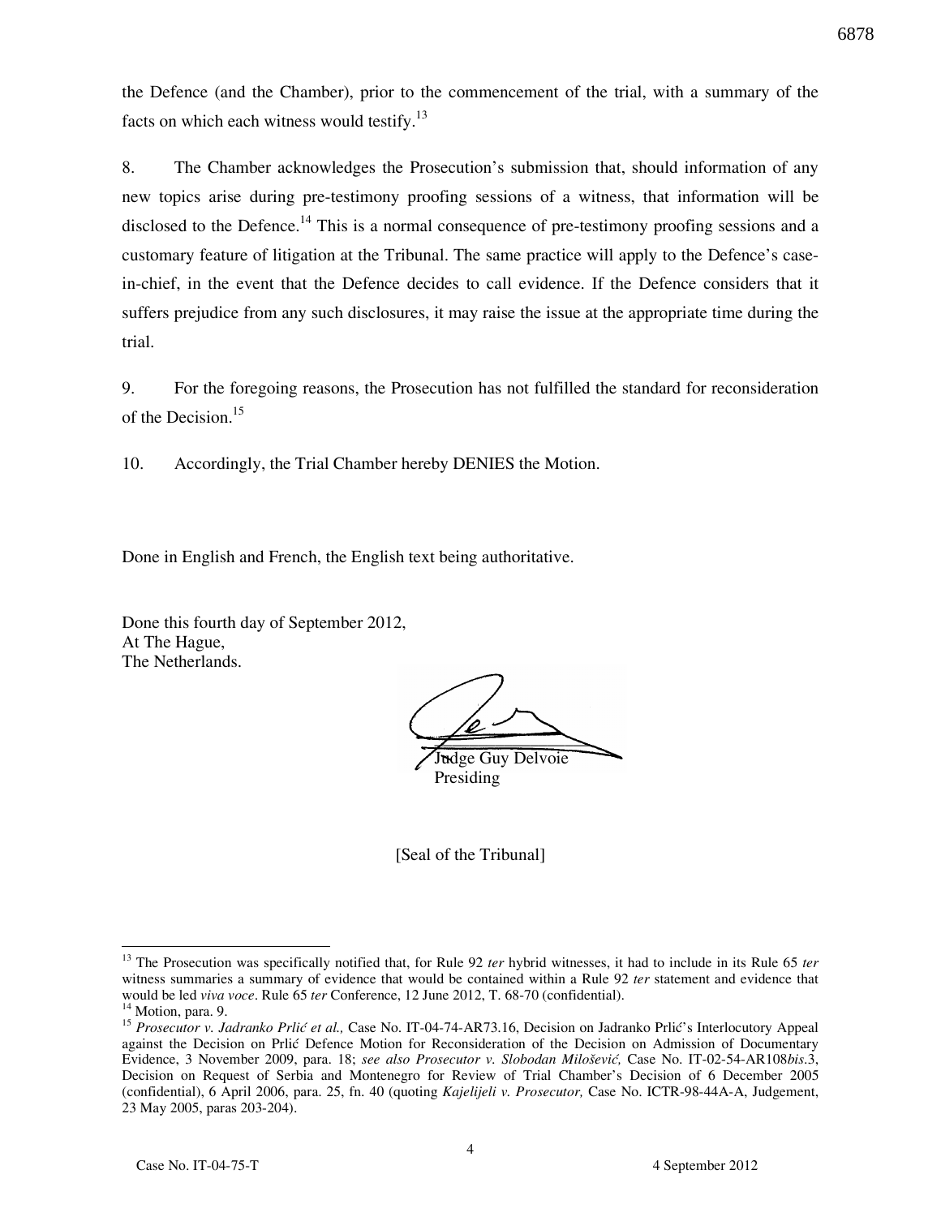the Defence (and the Chamber), prior to the commencement of the trial, with a summary of the facts on which each witness would testify.[13]

8. The Chamber acknowledges the Prosecution's submission that, should information of any new topics arise during pre-testimony proofing sessions of a witness, that information will be disclosed to the Defence.[14] This is a normal consequence of pre-testimony proofing sessions and a customary feature of litigation at the Tribunal. The same practice will apply to the Defence's case-in-chief, in the event that the Defence decides to call evidence. If the Defence considers that it suffers prejudice from any such disclosures, it may raise the issue at the appropriate time during the trial.

9. For the foregoing reasons, the Prosecution has not fulfilled the standard for reconsideration of the Decision.[15]

10. Accordingly, the Trial Chamber hereby DENIES the Motion.

Done in English and French, the English text being authoritative.

Done this fourth day of September 2012,
At The Hague,
The Netherlands.

Judge Guy Delvoie
Presiding

[Seal of the Tribunal]

---

[13] The Prosecution was specifically notified that, for Rule 92 *ter* hybrid witnesses, it had to include in its Rule 65 *ter* witness summaries a summary of evidence that would be contained within a Rule 92 *ter* statement and evidence that would be led *viva voce*. Rule 65 *ter* Conference, 12 June 2012, T. 68-70 (confidential).

[14] Motion, para. 9.

[15] *Prosecutor v. Jadranko Prlić et al.,* Case No. IT-04-74-AR73.16, Decision on Jadranko Prlić's Interlocutory Appeal against the Decision on Prlić Defence Motion for Reconsideration of the Decision on Admission of Documentary Evidence, 3 November 2009, para. 18; *see also Prosecutor v. Slobodan Milošević,* Case No. IT-02-54-AR108*bis*.3, Decision on Request of Serbia and Montenegro for Review of Trial Chamber's Decision of 6 December 2005 (confidential), 6 April 2006, para. 25, fn. 40 (quoting *Kajelijeli v. Prosecutor,* Case No. ICTR-98-44A-A, Judgement, 23 May 2005, paras 203-204).